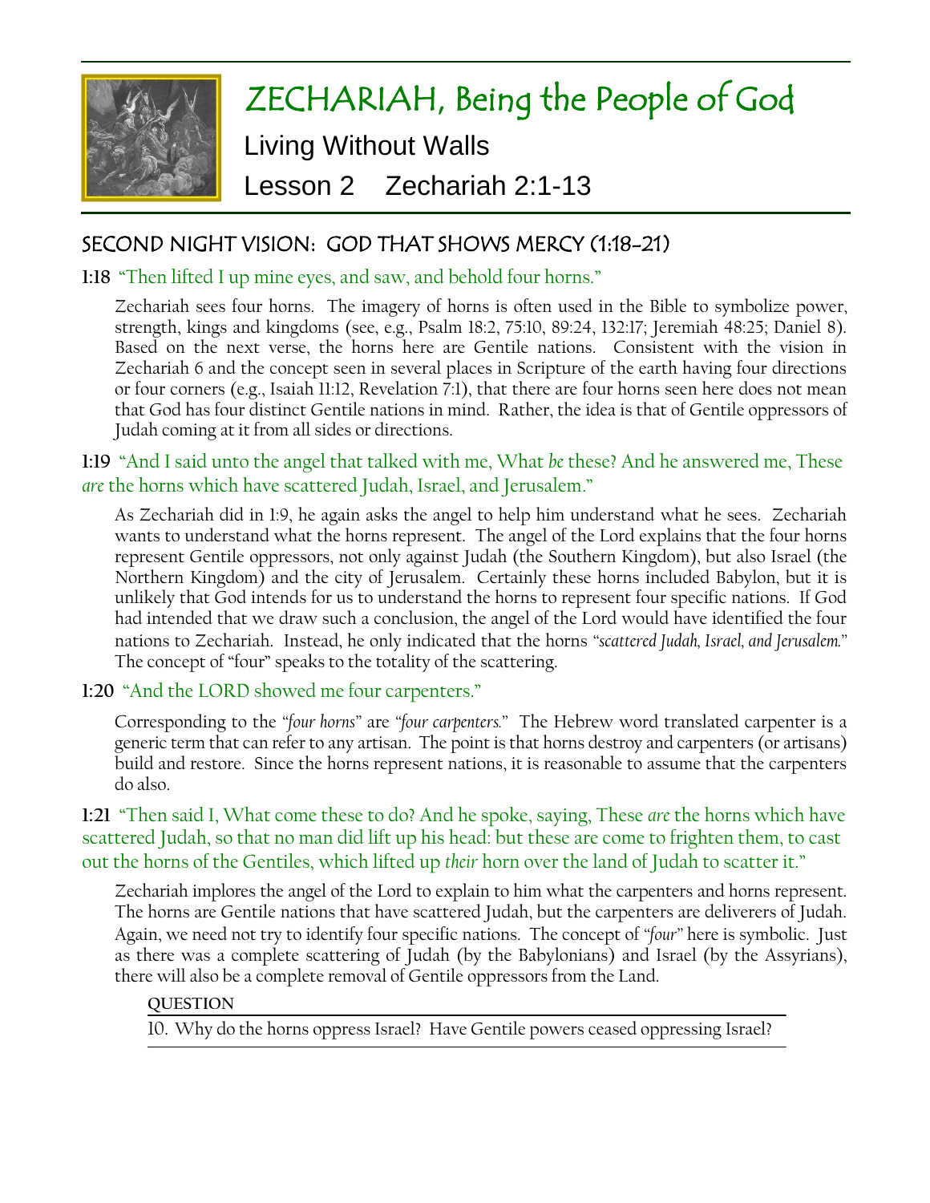# ZECHARIAH, Being the People of God

## Living Without Walls

## Lesson 2 Zechariah 2:1-13

## SECOND NIGHT VISION: GOD THAT SHOWS MERCY (1:18-21)

**1:18** "Then lifted I up mine eyes, and saw, and behold four horns."

Zechariah sees four horns. The imagery of horns is often used in the Bible to symbolize power, strength, kings and kingdoms (see, e.g., Psalm 18:2, 75:10, 89:24, 132:17; Jeremiah 48:25; Daniel 8). Based on the next verse, the horns here are Gentile nations. Consistent with the vision in Zechariah 6 and the concept seen in several places in Scripture of the earth having four directions or four corners (e.g., Isaiah 11:12, Revelation 7:1), that there are four horns seen here does not mean that God has four distinct Gentile nations in mind. Rather, the idea is that of Gentile oppressors of Judah coming at it from all sides or directions.

**1:19** "And I said unto the angel that talked with me, What *be* these? And he answered me, These *are* the horns which have scattered Judah, Israel, and Jerusalem."

As Zechariah did in 1:9, he again asks the angel to help him understand what he sees. Zechariah wants to understand what the horns represent. The angel of the Lord explains that the four horns represent Gentile oppressors, not only against Judah (the Southern Kingdom), but also Israel (the Northern Kingdom) and the city of Jerusalem. Certainly these horns included Babylon, but it is unlikely that God intends for us to understand the horns to represent four specific nations. If God had intended that we draw such a conclusion, the angel of the Lord would have identified the four nations to Zechariah. Instead, he only indicated that the horns *"scattered Judah, Israel, and Jerusalem."* The concept of "four" speaks to the totality of the scattering.

**1:20** "And the LORD showed me four carpenters."

Corresponding to the *"four horns"* are *"four carpenters."* The Hebrew word translated carpenter is a generic term that can refer to any artisan. The point is that horns destroy and carpenters (or artisans) build and restore. Since the horns represent nations, it is reasonable to assume that the carpenters do also.

**1:21** "Then said I, What come these to do? And he spoke, saying, These *are* the horns which have scattered Judah, so that no man did lift up his head: but these are come to frighten them, to cast out the horns of the Gentiles, which lifted up *their* horn over the land of Judah to scatter it."

Zechariah implores the angel of the Lord to explain to him what the carpenters and horns represent. The horns are Gentile nations that have scattered Judah, but the carpenters are deliverers of Judah. Again, we need not try to identify four specific nations. The concept of *"four"* here is symbolic. Just as there was a complete scattering of Judah (by the Babylonians) and Israel (by the Assyrians), there will also be a complete removal of Gentile oppressors from the Land.

**QUESTION**

10. Why do the horns oppress Israel? Have Gentile powers ceased oppressing Israel?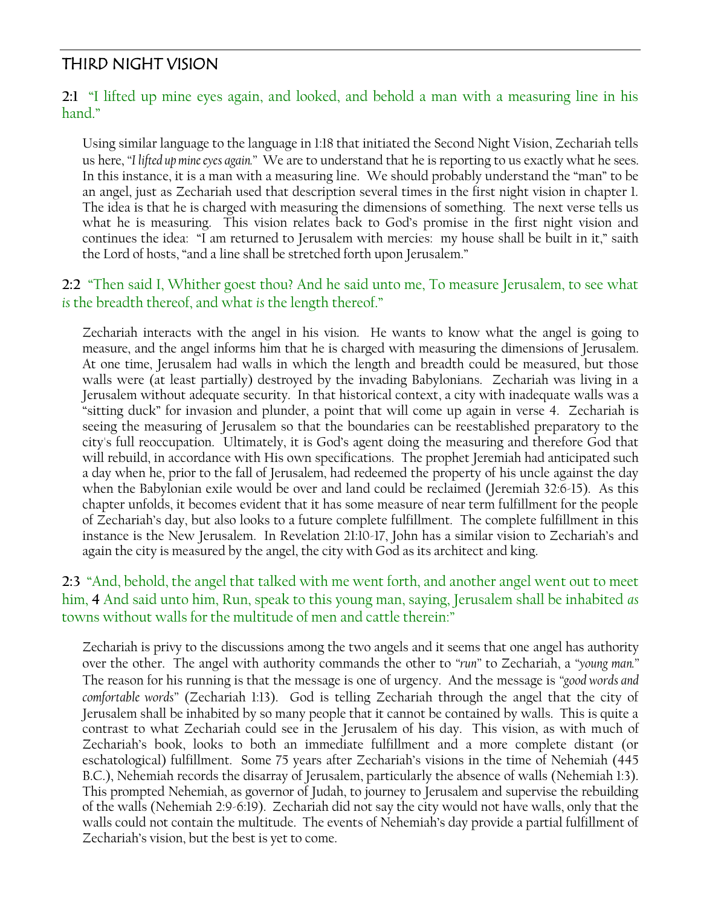## THIRD NIGHT VISION

**2:1** "I lifted up mine eyes again, and looked, and behold a man with a measuring line in his hand."

Using similar language to the language in 1:18 that initiated the Second Night Vision, Zechariah tells us here, *"I lifted up mine eyes again."* We are to understand that he is reporting to us exactly what he sees. In this instance, it is a man with a measuring line. We should probably understand the "man" to be an angel, just as Zechariah used that description several times in the first night vision in chapter 1. The idea is that he is charged with measuring the dimensions of something. The next verse tells us what he is measuring. This vision relates back to God's promise in the first night vision and continues the idea: "I am returned to Jerusalem with mercies: my house shall be built in it," saith the Lord of hosts, "and a line shall be stretched forth upon Jerusalem."

**2:2** "Then said I, Whither goest thou? And he said unto me, To measure Jerusalem, to see what *is* the breadth thereof, and what *is* the length thereof."

Zechariah interacts with the angel in his vision. He wants to know what the angel is going to measure, and the angel informs him that he is charged with measuring the dimensions of Jerusalem. At one time, Jerusalem had walls in which the length and breadth could be measured, but those walls were (at least partially) destroyed by the invading Babylonians. Zechariah was living in a Jerusalem without adequate security. In that historical context, a city with inadequate walls was a "sitting duck" for invasion and plunder, a point that will come up again in verse 4. Zechariah is seeing the measuring of Jerusalem so that the boundaries can be reestablished preparatory to the city's full reoccupation. Ultimately, it is God's agent doing the measuring and therefore God that will rebuild, in accordance with His own specifications. The prophet Jeremiah had anticipated such a day when he, prior to the fall of Jerusalem, had redeemed the property of his uncle against the day when the Babylonian exile would be over and land could be reclaimed (Jeremiah 32:6-15). As this chapter unfolds, it becomes evident that it has some measure of near term fulfillment for the people of Zechariah's day, but also looks to a future complete fulfillment. The complete fulfillment in this instance is the New Jerusalem. In Revelation 21:10-17, John has a similar vision to Zechariah's and again the city is measured by the angel, the city with God as its architect and king.

**2:3** "And, behold, the angel that talked with me went forth, and another angel went out to meet him, **4** And said unto him, Run, speak to this young man, saying, Jerusalem shall be inhabited *as* towns without walls for the multitude of men and cattle therein:"

Zechariah is privy to the discussions among the two angels and it seems that one angel has authority over the other. The angel with authority commands the other to *"run"* to Zechariah, a *"young man."* The reason for his running is that the message is one of urgency. And the message is *"good words and comfortable words"* (Zechariah 1:13). God is telling Zechariah through the angel that the city of Jerusalem shall be inhabited by so many people that it cannot be contained by walls. This is quite a contrast to what Zechariah could see in the Jerusalem of his day. This vision, as with much of Zechariah's book, looks to both an immediate fulfillment and a more complete distant (or eschatological) fulfillment. Some 75 years after Zechariah's visions in the time of Nehemiah (445 B.C.), Nehemiah records the disarray of Jerusalem, particularly the absence of walls (Nehemiah 1:3). This prompted Nehemiah, as governor of Judah, to journey to Jerusalem and supervise the rebuilding of the walls (Nehemiah 2:9-6:19). Zechariah did not say the city would not have walls, only that the walls could not contain the multitude. The events of Nehemiah's day provide a partial fulfillment of Zechariah's vision, but the best is yet to come.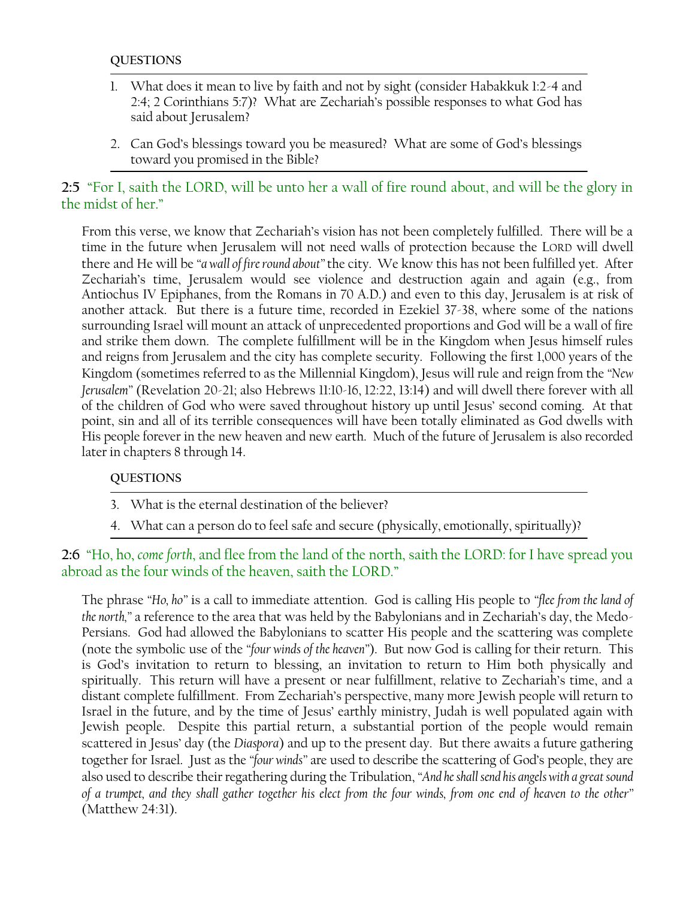**QUESTIONS**

1. What does it mean to live by faith and not by sight (consider Habakkuk 1:2-4 and 2:4; 2 Corinthians 5:7)? What are Zechariah's possible responses to what God has said about Jerusalem?
2. Can God's blessings toward you be measured? What are some of God's blessings toward you promised in the Bible?

**2:5** "For I, saith the LORD, will be unto her a wall of fire round about, and will be the glory in the midst of her."

From this verse, we know that Zechariah's vision has not been completely fulfilled. There will be a time in the future when Jerusalem will not need walls of protection because the LORD will dwell there and He will be "*a wall of fire round about*" the city. We know this has not been fulfilled yet. After Zechariah's time, Jerusalem would see violence and destruction again and again (e.g., from Antiochus IV Epiphanes, from the Romans in 70 A.D.) and even to this day, Jerusalem is at risk of another attack. But there is a future time, recorded in Ezekiel 37-38, where some of the nations surrounding Israel will mount an attack of unprecedented proportions and God will be a wall of fire and strike them down. The complete fulfillment will be in the Kingdom when Jesus himself rules and reigns from Jerusalem and the city has complete security. Following the first 1,000 years of the Kingdom (sometimes referred to as the Millennial Kingdom), Jesus will rule and reign from the "*New Jerusalem*" (Revelation 20-21; also Hebrews 11:10-16, 12:22, 13:14) and will dwell there forever with all of the children of God who were saved throughout history up until Jesus' second coming. At that point, sin and all of its terrible consequences will have been totally eliminated as God dwells with His people forever in the new heaven and new earth. Much of the future of Jerusalem is also recorded later in chapters 8 through 14.

**QUESTIONS**

3. What is the eternal destination of the believer?
4. What can a person do to feel safe and secure (physically, emotionally, spiritually)?

**2:6** "Ho, ho, *come forth*, and flee from the land of the north, saith the LORD: for I have spread you abroad as the four winds of the heaven, saith the LORD."

The phrase "*Ho, ho*" is a call to immediate attention. God is calling His people to "*flee from the land of the north,*" a reference to the area that was held by the Babylonians and in Zechariah's day, the Medo-Persians. God had allowed the Babylonians to scatter His people and the scattering was complete (note the symbolic use of the "*four winds of the heaven*"). But now God is calling for their return. This is God's invitation to return to blessing, an invitation to return to Him both physically and spiritually. This return will have a present or near fulfillment, relative to Zechariah's time, and a distant complete fulfillment. From Zechariah's perspective, many more Jewish people will return to Israel in the future, and by the time of Jesus' earthly ministry, Judah is well populated again with Jewish people. Despite this partial return, a substantial portion of the people would remain scattered in Jesus' day (the *Diaspora*) and up to the present day. But there awaits a future gathering together for Israel. Just as the "*four winds*" are used to describe the scattering of God's people, they are also used to describe their regathering during the Tribulation, "*And he shall send his angels with a great sound of a trumpet, and they shall gather together his elect from the four winds, from one end of heaven to the other*" (Matthew 24:31).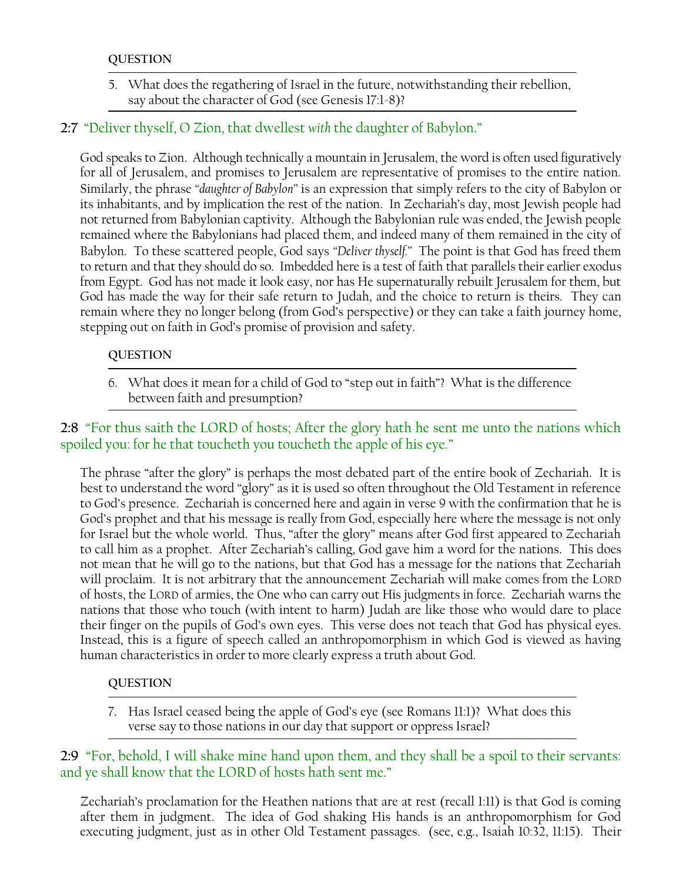**QUESTION**

5. What does the regathering of Israel in the future, notwithstanding their rebellion, say about the character of God (see Genesis 17:1-8)?

**2:7** "Deliver thyself, O Zion, that dwellest *with* the daughter of Babylon."

God speaks to Zion. Although technically a mountain in Jerusalem, the word is often used figuratively for all of Jerusalem, and promises to Jerusalem are representative of promises to the entire nation. Similarly, the phrase "*daughter of Babylon*" is an expression that simply refers to the city of Babylon or its inhabitants, and by implication the rest of the nation. In Zechariah's day, most Jewish people had not returned from Babylonian captivity. Although the Babylonian rule was ended, the Jewish people remained where the Babylonians had placed them, and indeed many of them remained in the city of Babylon. To these scattered people, God says "*Deliver thyself*." The point is that God has freed them to return and that they should do so. Imbedded here is a test of faith that parallels their earlier exodus from Egypt. God has not made it look easy, nor has He supernaturally rebuilt Jerusalem for them, but God has made the way for their safe return to Judah, and the choice to return is theirs. They can remain where they no longer belong (from God's perspective) or they can take a faith journey home, stepping out on faith in God's promise of provision and safety.

**QUESTION**

6. What does it mean for a child of God to "step out in faith"? What is the difference between faith and presumption?

**2:8** "For thus saith the LORD of hosts; After the glory hath he sent me unto the nations which spoiled you: for he that toucheth you toucheth the apple of his eye."

The phrase "after the glory" is perhaps the most debated part of the entire book of Zechariah. It is best to understand the word "glory" as it is used so often throughout the Old Testament in reference to God's presence. Zechariah is concerned here and again in verse 9 with the confirmation that he is God's prophet and that his message is really from God, especially here where the message is not only for Israel but the whole world. Thus, "after the glory" means after God first appeared to Zechariah to call him as a prophet. After Zechariah's calling, God gave him a word for the nations. This does not mean that he will go to the nations, but that God has a message for the nations that Zechariah will proclaim. It is not arbitrary that the announcement Zechariah will make comes from the LORD of hosts, the LORD of armies, the One who can carry out His judgments in force. Zechariah warns the nations that those who touch (with intent to harm) Judah are like those who would dare to place their finger on the pupils of God's own eyes. This verse does not teach that God has physical eyes. Instead, this is a figure of speech called an anthropomorphism in which God is viewed as having human characteristics in order to more clearly express a truth about God.

**QUESTION**

7. Has Israel ceased being the apple of God's eye (see Romans 11:1)? What does this verse say to those nations in our day that support or oppress Israel?

**2:9** "For, behold, I will shake mine hand upon them, and they shall be a spoil to their servants: and ye shall know that the LORD of hosts hath sent me."

Zechariah's proclamation for the Heathen nations that are at rest (recall 1:11) is that God is coming after them in judgment. The idea of God shaking His hands is an anthropomorphism for God executing judgment, just as in other Old Testament passages. (see, e.g., Isaiah 10:32, 11:15). Their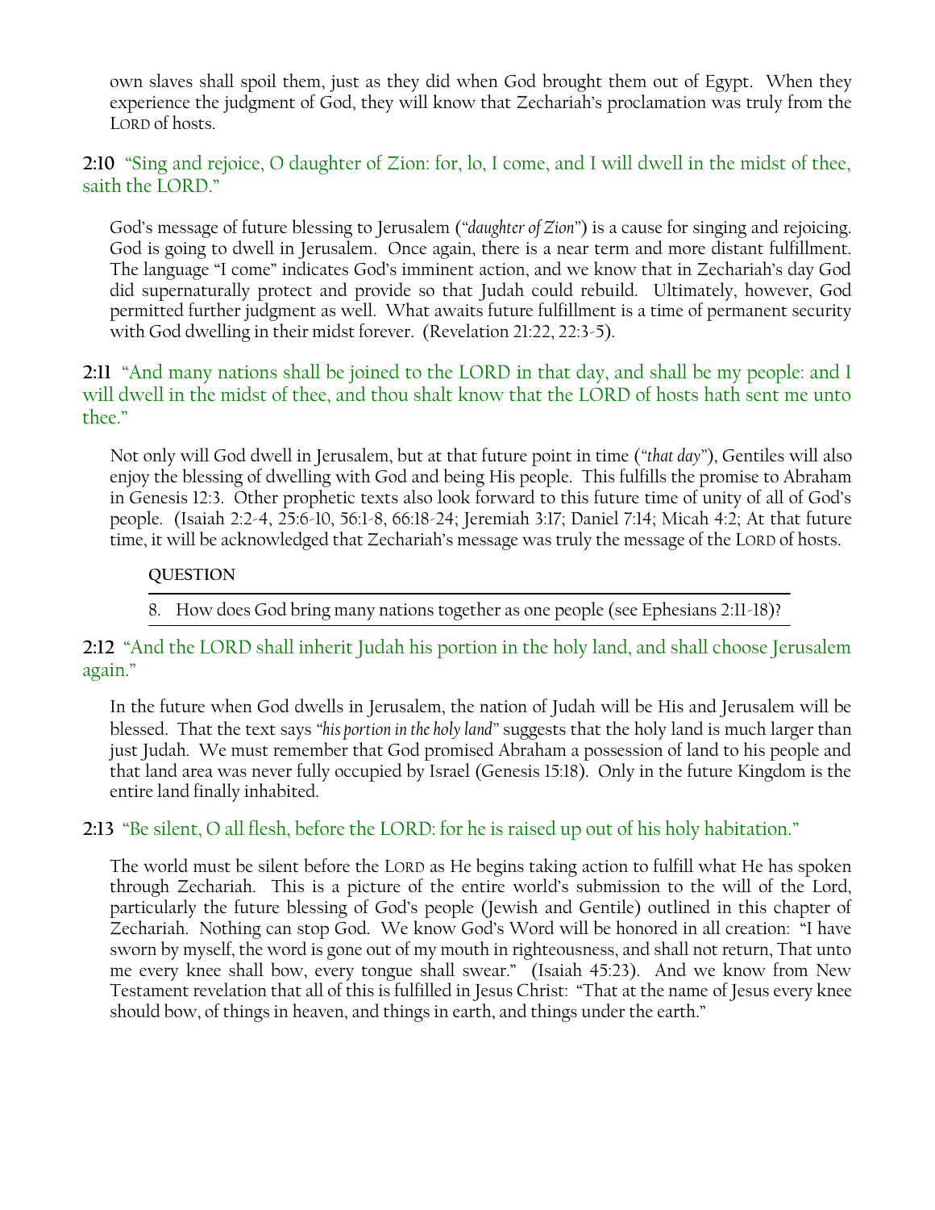own slaves shall spoil them, just as they did when God brought them out of Egypt. When they experience the judgment of God, they will know that Zechariah's proclamation was truly from the LORD of hosts.

**2:10** "Sing and rejoice, O daughter of Zion: for, lo, I come, and I will dwell in the midst of thee, saith the LORD."

God's message of future blessing to Jerusalem ("*daughter of Zion*") is a cause for singing and rejoicing. God is going to dwell in Jerusalem. Once again, there is a near term and more distant fulfillment. The language "I come" indicates God's imminent action, and we know that in Zechariah's day God did supernaturally protect and provide so that Judah could rebuild. Ultimately, however, God permitted further judgment as well. What awaits future fulfillment is a time of permanent security with God dwelling in their midst forever. (Revelation 21:22, 22:3-5).

**2:11** "And many nations shall be joined to the LORD in that day, and shall be my people: and I will dwell in the midst of thee, and thou shalt know that the LORD of hosts hath sent me unto thee."

Not only will God dwell in Jerusalem, but at that future point in time ("*that day*"), Gentiles will also enjoy the blessing of dwelling with God and being His people. This fulfills the promise to Abraham in Genesis 12:3. Other prophetic texts also look forward to this future time of unity of all of God's people. (Isaiah 2:2-4, 25:6-10, 56:1-8, 66:18-24; Jeremiah 3:17; Daniel 7:14; Micah 4:2; At that future time, it will be acknowledged that Zechariah's message was truly the message of the LORD of hosts.

**QUESTION**

8. How does God bring many nations together as one people (see Ephesians 2:11-18)?

**2:12** "And the LORD shall inherit Judah his portion in the holy land, and shall choose Jerusalem again."

In the future when God dwells in Jerusalem, the nation of Judah will be His and Jerusalem will be blessed. That the text says "*his portion in the holy land*" suggests that the holy land is much larger than just Judah. We must remember that God promised Abraham a possession of land to his people and that land area was never fully occupied by Israel (Genesis 15:18). Only in the future Kingdom is the entire land finally inhabited.

**2:13** "Be silent, O all flesh, before the LORD: for he is raised up out of his holy habitation."

The world must be silent before the LORD as He begins taking action to fulfill what He has spoken through Zechariah. This is a picture of the entire world's submission to the will of the Lord, particularly the future blessing of God's people (Jewish and Gentile) outlined in this chapter of Zechariah. Nothing can stop God. We know God's Word will be honored in all creation: "I have sworn by myself, the word is gone out of my mouth in righteousness, and shall not return, That unto me every knee shall bow, every tongue shall swear." (Isaiah 45:23). And we know from New Testament revelation that all of this is fulfilled in Jesus Christ: "That at the name of Jesus every knee should bow, of things in heaven, and things in earth, and things under the earth."